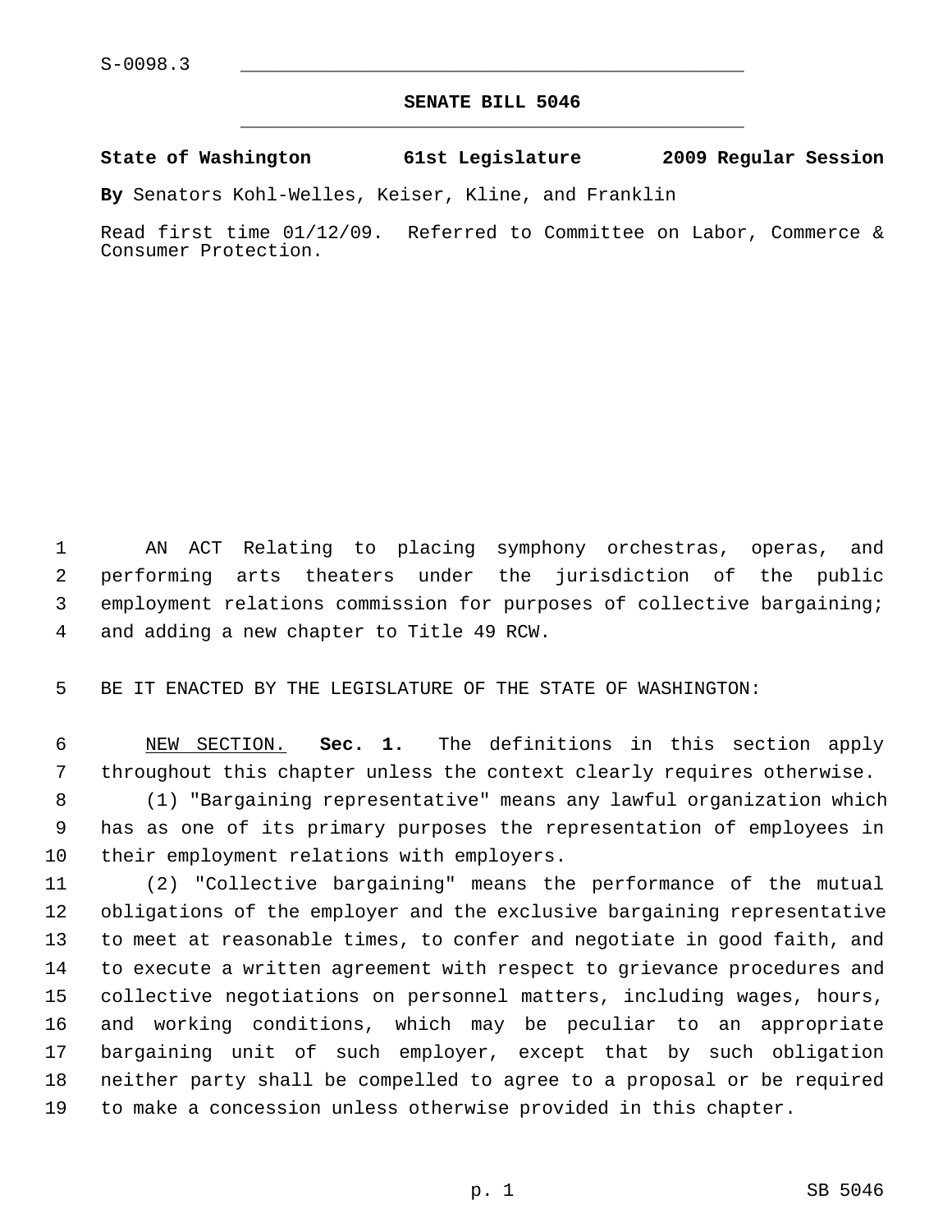S-0098.3

# SENATE BILL 5046

**State of Washington 61st Legislature 2009 Regular Session**

**By** Senators Kohl-Welles, Keiser, Kline, and Franklin

Read first time 01/12/09. Referred to Committee on Labor, Commerce & Consumer Protection.

AN ACT Relating to placing symphony orchestras, operas, and performing arts theaters under the jurisdiction of the public employment relations commission for purposes of collective bargaining; and adding a new chapter to Title 49 RCW.

BE IT ENACTED BY THE LEGISLATURE OF THE STATE OF WASHINGTON:

NEW SECTION. **Sec. 1.** The definitions in this section apply throughout this chapter unless the context clearly requires otherwise.

(1) "Bargaining representative" means any lawful organization which has as one of its primary purposes the representation of employees in their employment relations with employers.

(2) "Collective bargaining" means the performance of the mutual obligations of the employer and the exclusive bargaining representative to meet at reasonable times, to confer and negotiate in good faith, and to execute a written agreement with respect to grievance procedures and collective negotiations on personnel matters, including wages, hours, and working conditions, which may be peculiar to an appropriate bargaining unit of such employer, except that by such obligation neither party shall be compelled to agree to a proposal or be required to make a concession unless otherwise provided in this chapter.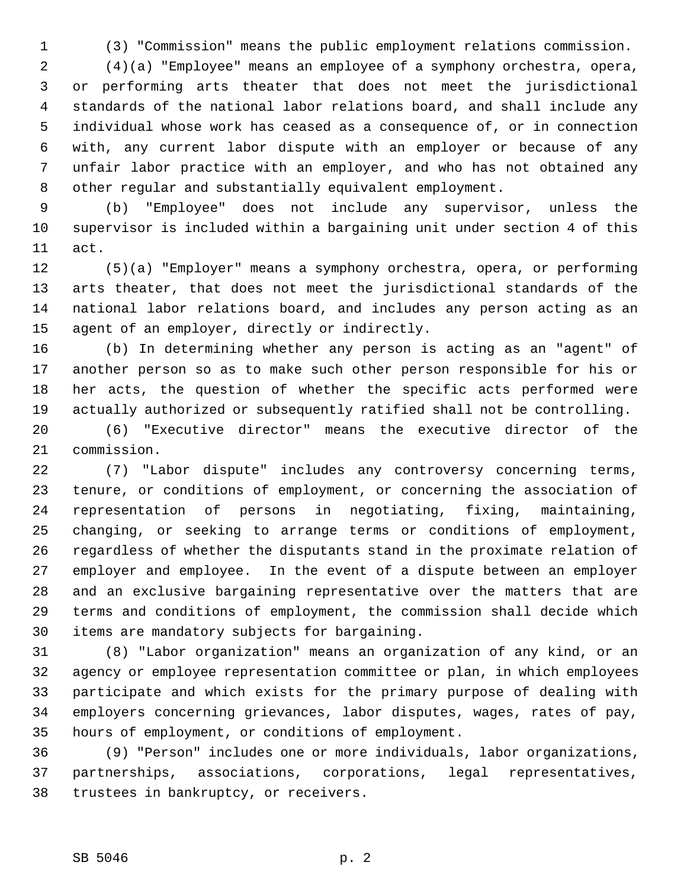(3) "Commission" means the public employment relations commission.

(4)(a) "Employee" means an employee of a symphony orchestra, opera, or performing arts theater that does not meet the jurisdictional standards of the national labor relations board, and shall include any individual whose work has ceased as a consequence of, or in connection with, any current labor dispute with an employer or because of any unfair labor practice with an employer, and who has not obtained any other regular and substantially equivalent employment.

(b) "Employee" does not include any supervisor, unless the supervisor is included within a bargaining unit under section 4 of this act.

(5)(a) "Employer" means a symphony orchestra, opera, or performing arts theater, that does not meet the jurisdictional standards of the national labor relations board, and includes any person acting as an agent of an employer, directly or indirectly.

(b) In determining whether any person is acting as an "agent" of another person so as to make such other person responsible for his or her acts, the question of whether the specific acts performed were actually authorized or subsequently ratified shall not be controlling.

(6) "Executive director" means the executive director of the commission.

(7) "Labor dispute" includes any controversy concerning terms, tenure, or conditions of employment, or concerning the association of representation of persons in negotiating, fixing, maintaining, changing, or seeking to arrange terms or conditions of employment, regardless of whether the disputants stand in the proximate relation of employer and employee. In the event of a dispute between an employer and an exclusive bargaining representative over the matters that are terms and conditions of employment, the commission shall decide which items are mandatory subjects for bargaining.

(8) "Labor organization" means an organization of any kind, or an agency or employee representation committee or plan, in which employees participate and which exists for the primary purpose of dealing with employers concerning grievances, labor disputes, wages, rates of pay, hours of employment, or conditions of employment.

(9) "Person" includes one or more individuals, labor organizations, partnerships, associations, corporations, legal representatives, trustees in bankruptcy, or receivers.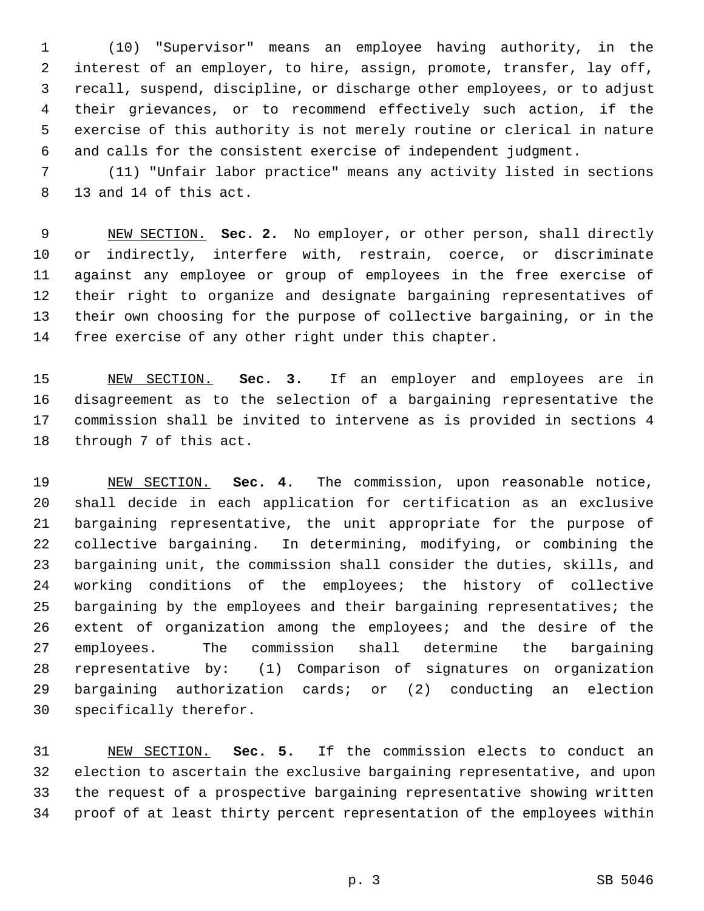(10) "Supervisor" means an employee having authority, in the interest of an employer, to hire, assign, promote, transfer, lay off, recall, suspend, discipline, or discharge other employees, or to adjust their grievances, or to recommend effectively such action, if the exercise of this authority is not merely routine or clerical in nature and calls for the consistent exercise of independent judgment.

(11) "Unfair labor practice" means any activity listed in sections 13 and 14 of this act.

NEW SECTION. **Sec. 2.** No employer, or other person, shall directly or indirectly, interfere with, restrain, coerce, or discriminate against any employee or group of employees in the free exercise of their right to organize and designate bargaining representatives of their own choosing for the purpose of collective bargaining, or in the free exercise of any other right under this chapter.

NEW SECTION. **Sec. 3.** If an employer and employees are in disagreement as to the selection of a bargaining representative the commission shall be invited to intervene as is provided in sections 4 through 7 of this act.

NEW SECTION. **Sec. 4.** The commission, upon reasonable notice, shall decide in each application for certification as an exclusive bargaining representative, the unit appropriate for the purpose of collective bargaining. In determining, modifying, or combining the bargaining unit, the commission shall consider the duties, skills, and working conditions of the employees; the history of collective bargaining by the employees and their bargaining representatives; the extent of organization among the employees; and the desire of the employees. The commission shall determine the bargaining representative by: (1) Comparison of signatures on organization bargaining authorization cards; or (2) conducting an election specifically therefor.

NEW SECTION. **Sec. 5.** If the commission elects to conduct an election to ascertain the exclusive bargaining representative, and upon the request of a prospective bargaining representative showing written proof of at least thirty percent representation of the employees within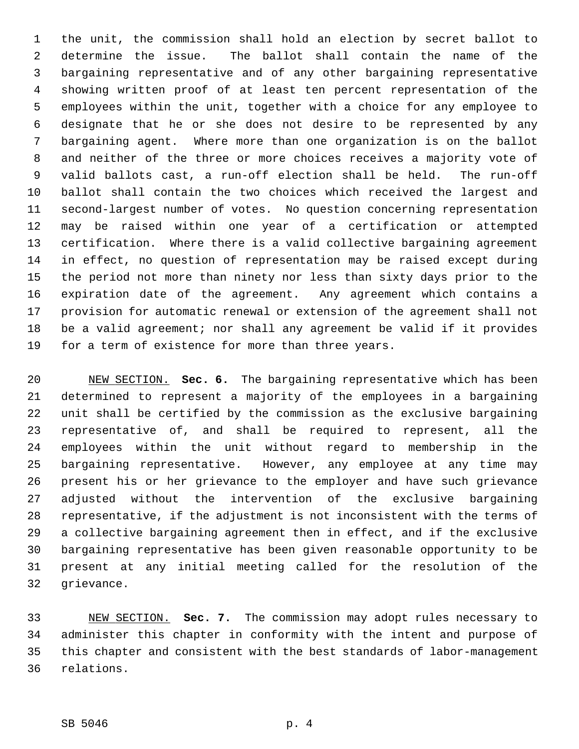the unit, the commission shall hold an election by secret ballot to determine the issue. The ballot shall contain the name of the bargaining representative and of any other bargaining representative showing written proof of at least ten percent representation of the employees within the unit, together with a choice for any employee to designate that he or she does not desire to be represented by any bargaining agent. Where more than one organization is on the ballot and neither of the three or more choices receives a majority vote of valid ballots cast, a run-off election shall be held. The run-off ballot shall contain the two choices which received the largest and second-largest number of votes. No question concerning representation may be raised within one year of a certification or attempted certification. Where there is a valid collective bargaining agreement in effect, no question of representation may be raised except during the period not more than ninety nor less than sixty days prior to the expiration date of the agreement. Any agreement which contains a provision for automatic renewal or extension of the agreement shall not be a valid agreement; nor shall any agreement be valid if it provides for a term of existence for more than three years.

NEW SECTION. **Sec. 6.** The bargaining representative which has been determined to represent a majority of the employees in a bargaining unit shall be certified by the commission as the exclusive bargaining representative of, and shall be required to represent, all the employees within the unit without regard to membership in the bargaining representative. However, any employee at any time may present his or her grievance to the employer and have such grievance adjusted without the intervention of the exclusive bargaining representative, if the adjustment is not inconsistent with the terms of a collective bargaining agreement then in effect, and if the exclusive bargaining representative has been given reasonable opportunity to be present at any initial meeting called for the resolution of the grievance.

NEW SECTION. **Sec. 7.** The commission may adopt rules necessary to administer this chapter in conformity with the intent and purpose of this chapter and consistent with the best standards of labor-management relations.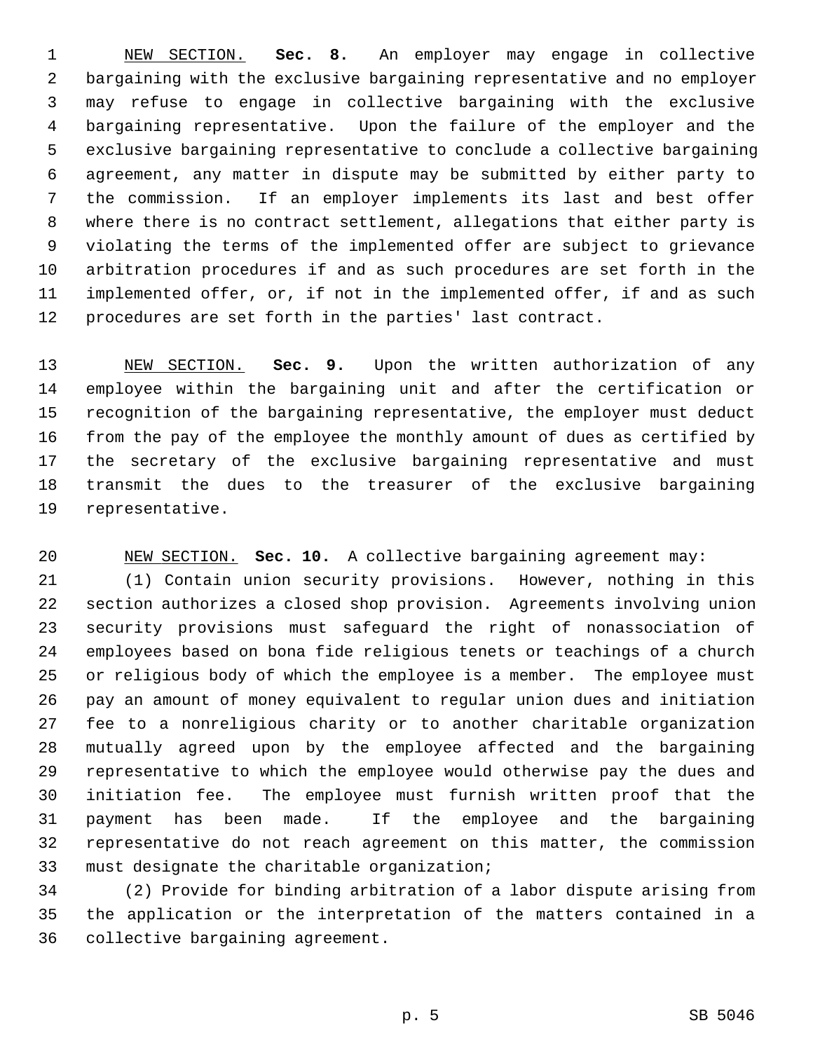NEW SECTION. **Sec. 8.** An employer may engage in collective bargaining with the exclusive bargaining representative and no employer may refuse to engage in collective bargaining with the exclusive bargaining representative. Upon the failure of the employer and the exclusive bargaining representative to conclude a collective bargaining agreement, any matter in dispute may be submitted by either party to the commission. If an employer implements its last and best offer where there is no contract settlement, allegations that either party is violating the terms of the implemented offer are subject to grievance arbitration procedures if and as such procedures are set forth in the implemented offer, or, if not in the implemented offer, if and as such procedures are set forth in the parties' last contract.

NEW SECTION. **Sec. 9.** Upon the written authorization of any employee within the bargaining unit and after the certification or recognition of the bargaining representative, the employer must deduct from the pay of the employee the monthly amount of dues as certified by the secretary of the exclusive bargaining representative and must transmit the dues to the treasurer of the exclusive bargaining representative.

NEW SECTION. **Sec. 10.** A collective bargaining agreement may:

(1) Contain union security provisions. However, nothing in this section authorizes a closed shop provision. Agreements involving union security provisions must safeguard the right of nonassociation of employees based on bona fide religious tenets or teachings of a church or religious body of which the employee is a member. The employee must pay an amount of money equivalent to regular union dues and initiation fee to a nonreligious charity or to another charitable organization mutually agreed upon by the employee affected and the bargaining representative to which the employee would otherwise pay the dues and initiation fee. The employee must furnish written proof that the payment has been made. If the employee and the bargaining representative do not reach agreement on this matter, the commission must designate the charitable organization;

(2) Provide for binding arbitration of a labor dispute arising from the application or the interpretation of the matters contained in a collective bargaining agreement.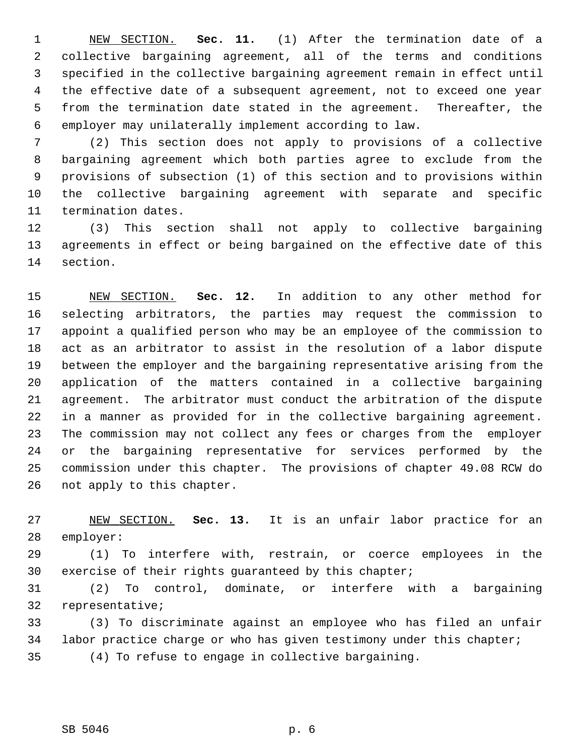NEW SECTION. **Sec. 11.** (1) After the termination date of a collective bargaining agreement, all of the terms and conditions specified in the collective bargaining agreement remain in effect until the effective date of a subsequent agreement, not to exceed one year from the termination date stated in the agreement. Thereafter, the employer may unilaterally implement according to law.

(2) This section does not apply to provisions of a collective bargaining agreement which both parties agree to exclude from the provisions of subsection (1) of this section and to provisions within the collective bargaining agreement with separate and specific termination dates.

(3) This section shall not apply to collective bargaining agreements in effect or being bargained on the effective date of this section.

NEW SECTION. **Sec. 12.** In addition to any other method for selecting arbitrators, the parties may request the commission to appoint a qualified person who may be an employee of the commission to act as an arbitrator to assist in the resolution of a labor dispute between the employer and the bargaining representative arising from the application of the matters contained in a collective bargaining agreement. The arbitrator must conduct the arbitration of the dispute in a manner as provided for in the collective bargaining agreement. The commission may not collect any fees or charges from the employer or the bargaining representative for services performed by the commission under this chapter. The provisions of chapter 49.08 RCW do not apply to this chapter.

NEW SECTION. **Sec. 13.** It is an unfair labor practice for an employer:

(1) To interfere with, restrain, or coerce employees in the exercise of their rights guaranteed by this chapter;

(2) To control, dominate, or interfere with a bargaining representative;

(3) To discriminate against an employee who has filed an unfair labor practice charge or who has given testimony under this chapter;

(4) To refuse to engage in collective bargaining.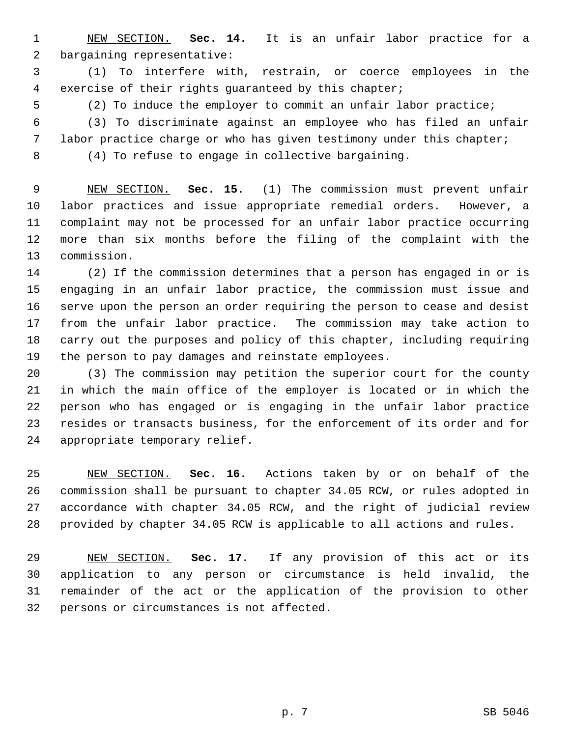NEW SECTION. **Sec. 14.** It is an unfair labor practice for a bargaining representative:

(1) To interfere with, restrain, or coerce employees in the exercise of their rights guaranteed by this chapter;

(2) To induce the employer to commit an unfair labor practice;

(3) To discriminate against an employee who has filed an unfair labor practice charge or who has given testimony under this chapter;

(4) To refuse to engage in collective bargaining.

NEW SECTION. **Sec. 15.** (1) The commission must prevent unfair labor practices and issue appropriate remedial orders. However, a complaint may not be processed for an unfair labor practice occurring more than six months before the filing of the complaint with the commission.

(2) If the commission determines that a person has engaged in or is engaging in an unfair labor practice, the commission must issue and serve upon the person an order requiring the person to cease and desist from the unfair labor practice. The commission may take action to carry out the purposes and policy of this chapter, including requiring the person to pay damages and reinstate employees.

(3) The commission may petition the superior court for the county in which the main office of the employer is located or in which the person who has engaged or is engaging in the unfair labor practice resides or transacts business, for the enforcement of its order and for appropriate temporary relief.

NEW SECTION. **Sec. 16.** Actions taken by or on behalf of the commission shall be pursuant to chapter 34.05 RCW, or rules adopted in accordance with chapter 34.05 RCW, and the right of judicial review provided by chapter 34.05 RCW is applicable to all actions and rules.

NEW SECTION. **Sec. 17.** If any provision of this act or its application to any person or circumstance is held invalid, the remainder of the act or the application of the provision to other persons or circumstances is not affected.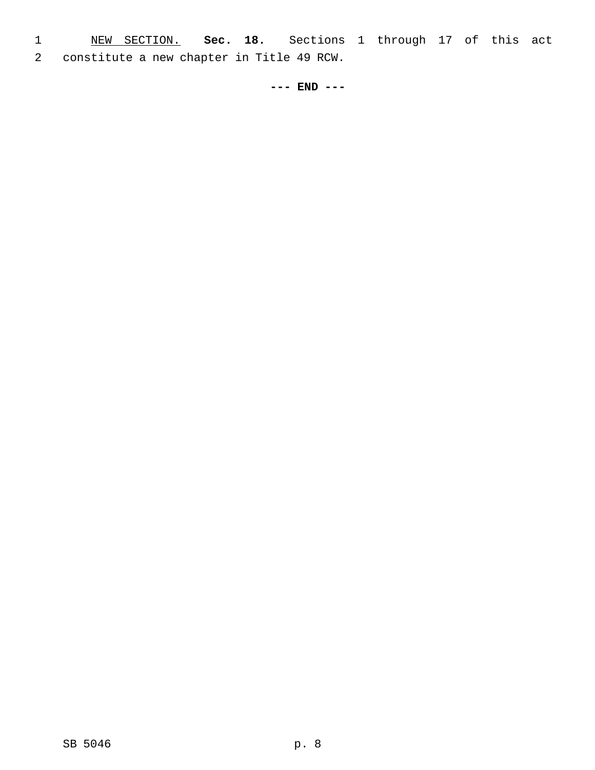NEW SECTION. **Sec. 18.** Sections 1 through 17 of this act constitute a new chapter in Title 49 RCW.

**--- END ---**